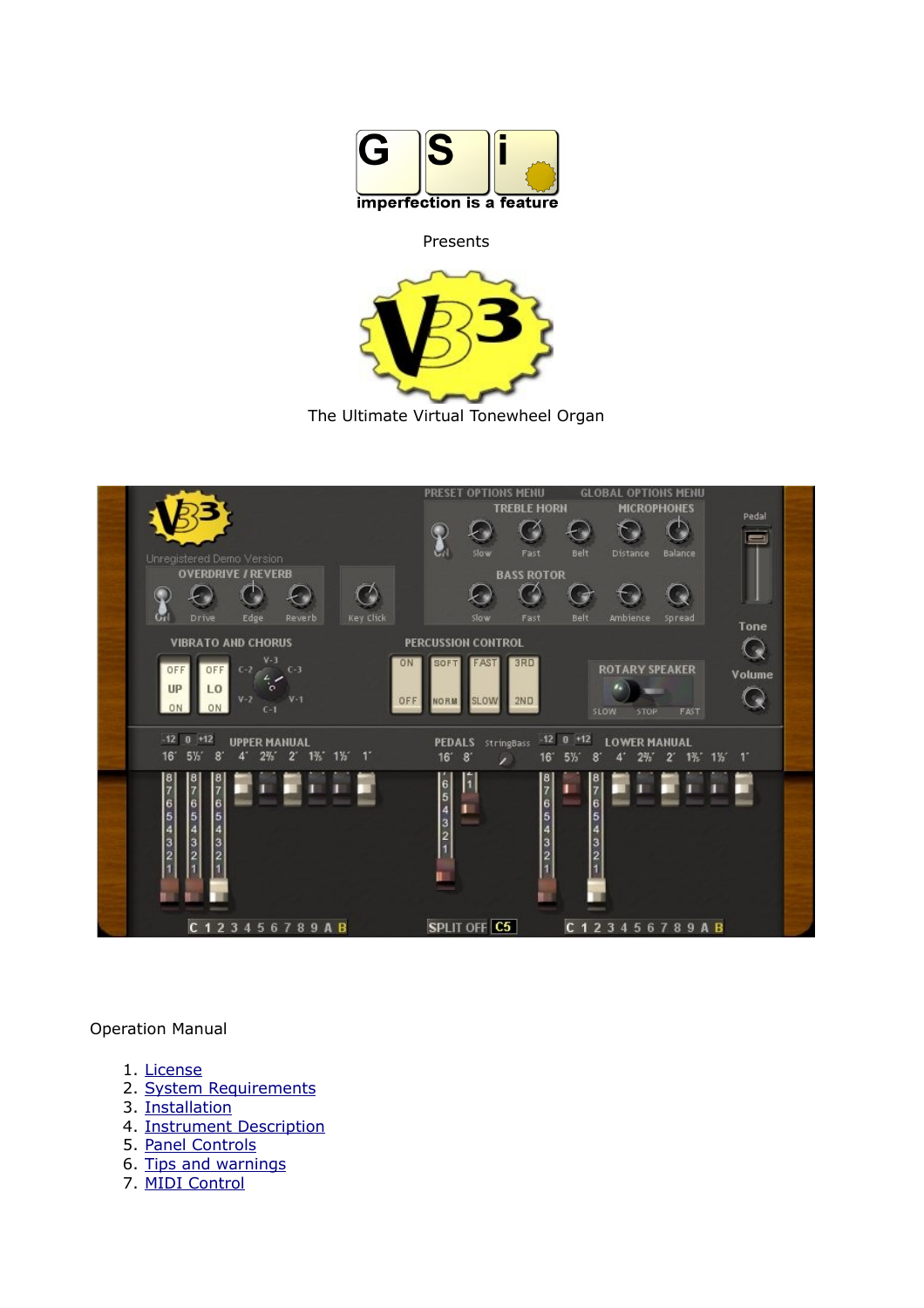imperfection is a feature

Presents

The Ultimate Virtual Tonewheel Organ

Operation Manual

1. License
2. System Requirements
3. Installation
4. Instrument Description
5. Panel Controls
6. Tips and warnings
7. MIDI Control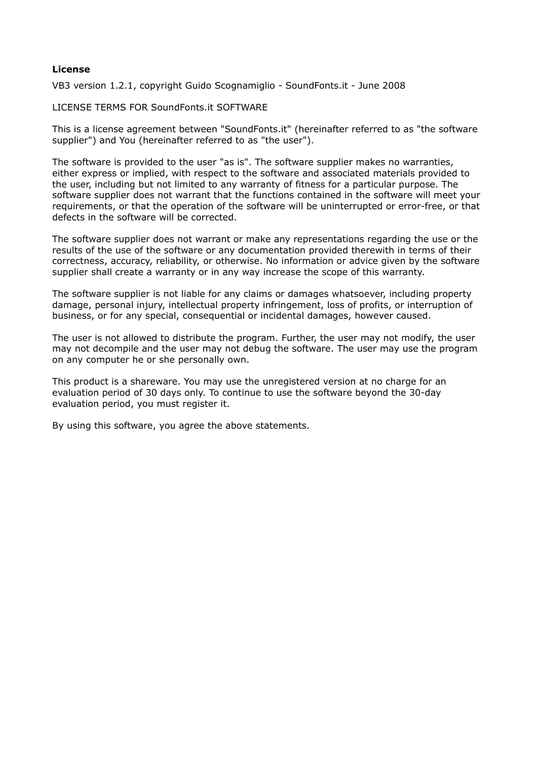**License**

VB3 version 1.2.1, copyright Guido Scognamiglio - SoundFonts.it - June 2008

LICENSE TERMS FOR SoundFonts.it SOFTWARE

This is a license agreement between "SoundFonts.it" (hereinafter referred to as "the software supplier") and You (hereinafter referred to as "the user").

The software is provided to the user "as is". The software supplier makes no warranties, either express or implied, with respect to the software and associated materials provided to the user, including but not limited to any warranty of fitness for a particular purpose. The software supplier does not warrant that the functions contained in the software will meet your requirements, or that the operation of the software will be uninterrupted or error-free, or that defects in the software will be corrected.

The software supplier does not warrant or make any representations regarding the use or the results of the use of the software or any documentation provided therewith in terms of their correctness, accuracy, reliability, or otherwise. No information or advice given by the software supplier shall create a warranty or in any way increase the scope of this warranty.

The software supplier is not liable for any claims or damages whatsoever, including property damage, personal injury, intellectual property infringement, loss of profits, or interruption of business, or for any special, consequential or incidental damages, however caused.

The user is not allowed to distribute the program. Further, the user may not modify, the user may not decompile and the user may not debug the software. The user may use the program on any computer he or she personally own.

This product is a shareware. You may use the unregistered version at no charge for an evaluation period of 30 days only. To continue to use the software beyond the 30-day evaluation period, you must register it.

By using this software, you agree the above statements.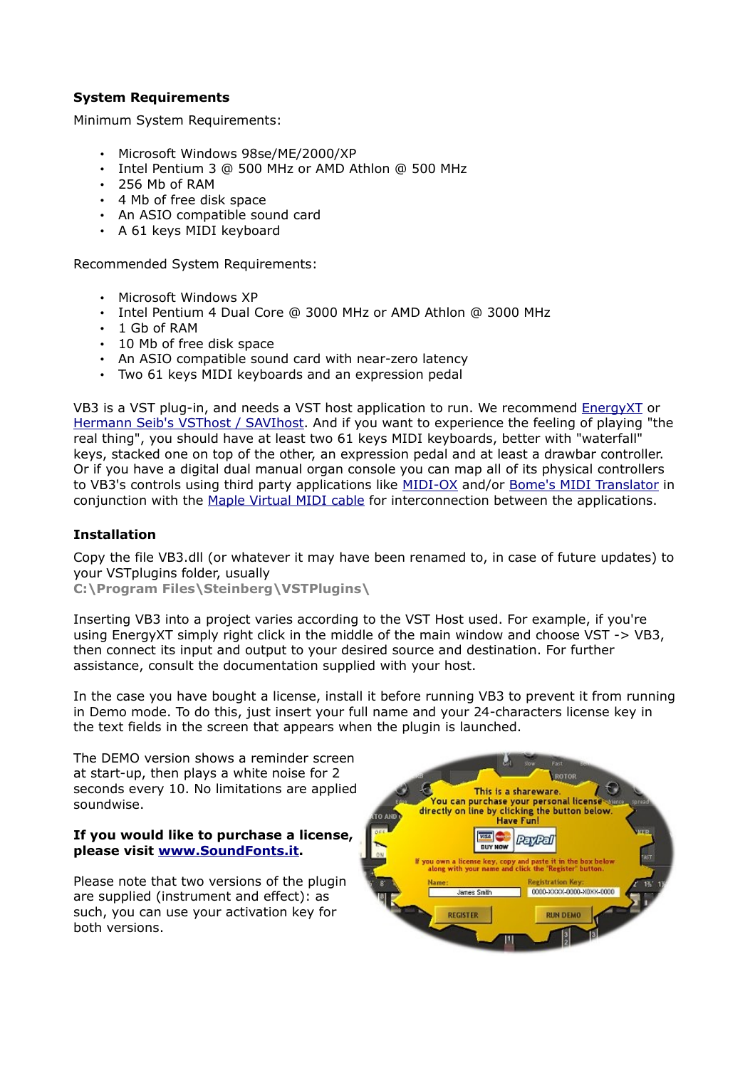### System Requirements

Minimum System Requirements:

- Microsoft Windows 98se/ME/2000/XP
- Intel Pentium 3 @ 500 MHz or AMD Athlon @ 500 MHz
- 256 Mb of RAM
- 4 Mb of free disk space
- An ASIO compatible sound card
- A 61 keys MIDI keyboard

Recommended System Requirements:

- Microsoft Windows XP
- Intel Pentium 4 Dual Core @ 3000 MHz or AMD Athlon @ 3000 MHz
- 1 Gb of RAM
- 10 Mb of free disk space
- An ASIO compatible sound card with near-zero latency
- Two 61 keys MIDI keyboards and an expression pedal

VB3 is a VST plug-in, and needs a VST host application to run. We recommend EnergyXT or Hermann Seib's VSThost / SAVIhost. And if you want to experience the feeling of playing "the real thing", you should have at least two 61 keys MIDI keyboards, better with "waterfall" keys, stacked one on top of the other, an expression pedal and at least a drawbar controller. Or if you have a digital dual manual organ console you can map all of its physical controllers to VB3's controls using third party applications like MIDI-OX and/or Bome's MIDI Translator in conjunction with the Maple Virtual MIDI cable for interconnection between the applications.

### Installation

Copy the file VB3.dll (or whatever it may have been renamed to, in case of future updates) to your VSTplugins folder, usually
**C:\Program Files\Steinberg\VSTPlugins\**

Inserting VB3 into a project varies according to the VST Host used. For example, if you're using EnergyXT simply right click in the middle of the main window and choose VST -> VB3, then connect its input and output to your desired source and destination. For further assistance, consult the documentation supplied with your host.

In the case you have bought a license, install it before running VB3 to prevent it from running in Demo mode. To do this, just insert your full name and your 24-characters license key in the text fields in the screen that appears when the plugin is launched.

The DEMO version shows a reminder screen at start-up, then plays a white noise for 2 seconds every 10. No limitations are applied soundwise.

**If you would like to purchase a license, please visit www.SoundFonts.it.**

Please note that two versions of the plugin are supplied (instrument and effect): as such, you can use your activation key for both versions.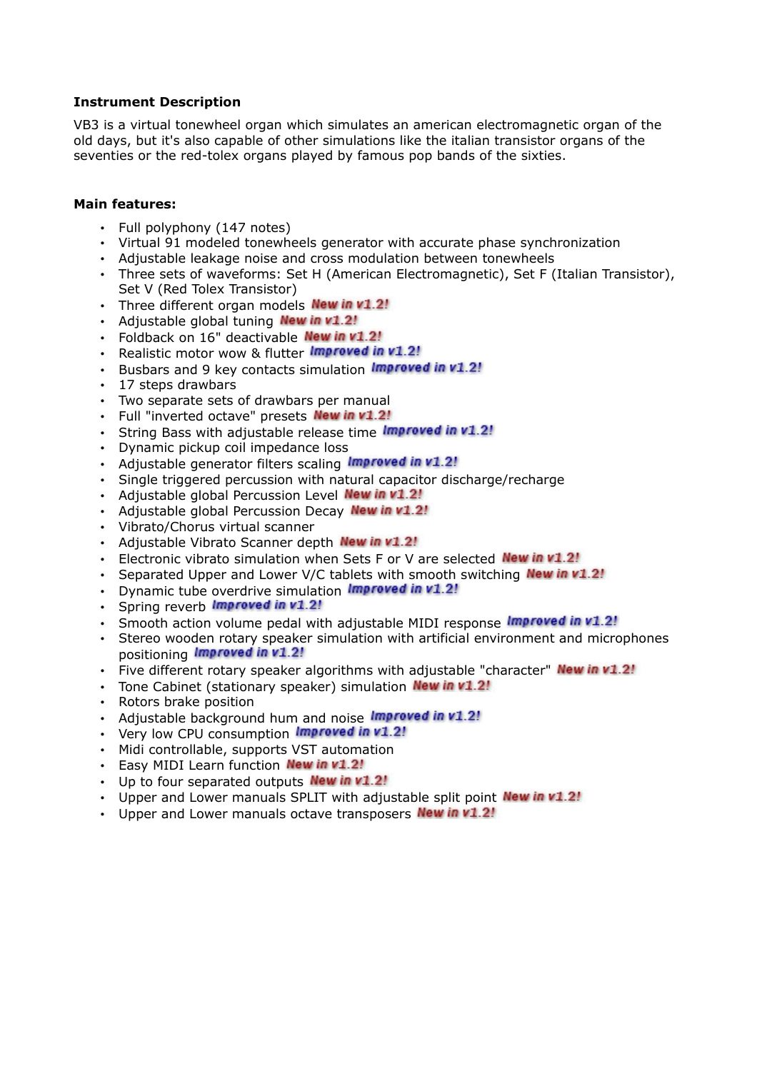**Instrument Description**

VB3 is a virtual tonewheel organ which simulates an american electromagnetic organ of the old days, but it's also capable of other simulations like the italian transistor organs of the seventies or the red-tolex organs played by famous pop bands of the sixties.

**Main features:**

- Full polyphony (147 notes)
- Virtual 91 modeled tonewheels generator with accurate phase synchronization
- Adjustable leakage noise and cross modulation between tonewheels
- Three sets of waveforms: Set H (American Electromagnetic), Set F (Italian Transistor), Set V (Red Tolex Transistor)
- Three different organ models ***New in v1.2!***
- Adjustable global tuning ***New in v1.2!***
- Foldback on 16" deactivable ***New in v1.2!***
- Realistic motor wow & flutter ***Improved in v1.2!***
- Busbars and 9 key contacts simulation ***Improved in v1.2!***
- 17 steps drawbars
- Two separate sets of drawbars per manual
- Full "inverted octave" presets ***New in v1.2!***
- String Bass with adjustable release time ***Improved in v1.2!***
- Dynamic pickup coil impedance loss
- Adjustable generator filters scaling ***Improved in v1.2!***
- Single triggered percussion with natural capacitor discharge/recharge
- Adjustable global Percussion Level ***New in v1.2!***
- Adjustable global Percussion Decay ***New in v1.2!***
- Vibrato/Chorus virtual scanner
- Adjustable Vibrato Scanner depth ***New in v1.2!***
- Electronic vibrato simulation when Sets F or V are selected ***New in v1.2!***
- Separated Upper and Lower V/C tablets with smooth switching ***New in v1.2!***
- Dynamic tube overdrive simulation ***Improved in v1.2!***
- Spring reverb ***Improved in v1.2!***
- Smooth action volume pedal with adjustable MIDI response ***Improved in v1.2!***
- Stereo wooden rotary speaker simulation with artificial environment and microphones positioning ***Improved in v1.2!***
- Five different rotary speaker algorithms with adjustable "character" ***New in v1.2!***
- Tone Cabinet (stationary speaker) simulation ***New in v1.2!***
- Rotors brake position
- Adjustable background hum and noise ***Improved in v1.2!***
- Very low CPU consumption ***Improved in v1.2!***
- Midi controllable, supports VST automation
- Easy MIDI Learn function ***New in v1.2!***
- Up to four separated outputs ***New in v1.2!***
- Upper and Lower manuals SPLIT with adjustable split point ***New in v1.2!***
- Upper and Lower manuals octave transposers ***New in v1.2!***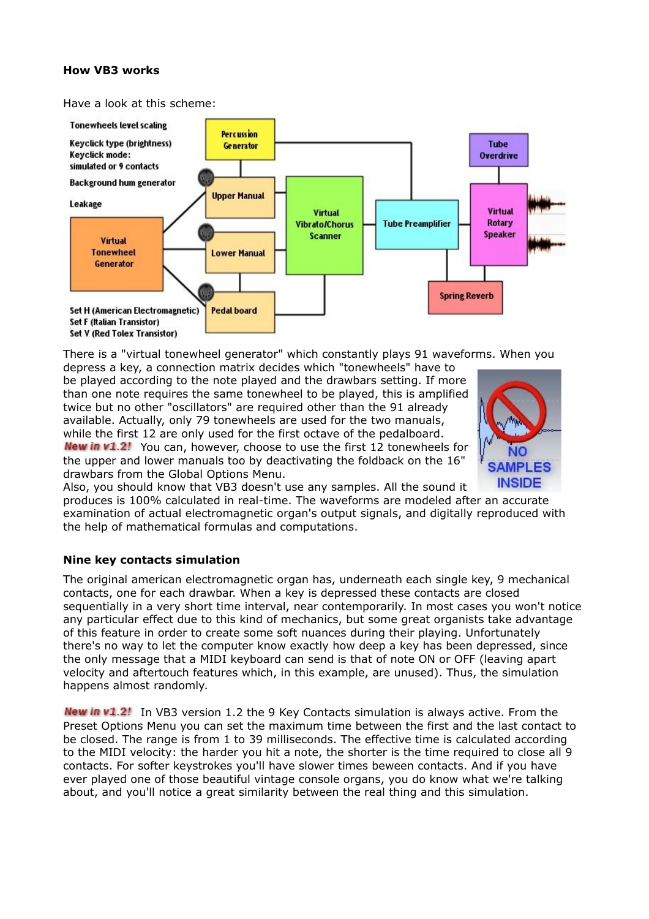### How VB3 works

Have a look at this scheme:

There is a "virtual tonewheel generator" which constantly plays 91 waveforms. When you depress a key, a connection matrix decides which "tonewheels" have to be played according to the note played and the drawbars setting. If more than one note requires the same tonewheel to be played, this is amplified twice but no other "oscillators" are required other than the 91 already available. Actually, only 79 tonewheels are used for the two manuals, while the first 12 are only used for the first octave of the pedalboard. ***New in v1.2!*** You can, however, choose to use the first 12 tonewheels for the upper and lower manuals too by deactivating the foldback on the 16" drawbars from the Global Options Menu.

Also, you should know that VB3 doesn't use any samples. All the sound it produces is 100% calculated in real-time. The waveforms are modeled after an accurate examination of actual electromagnetic organ's output signals, and digitally reproduced with the help of mathematical formulas and computations.

### Nine key contacts simulation

The original american electromagnetic organ has, underneath each single key, 9 mechanical contacts, one for each drawbar. When a key is depressed these contacts are closed sequentially in a very short time interval, near contemporarily. In most cases you won't notice any particular effect due to this kind of mechanics, but some great organists take advantage of this feature in order to create some soft nuances during their playing. Unfortunately there's no way to let the computer know exactly how deep a key has been depressed, since the only message that a MIDI keyboard can send is that of note ON or OFF (leaving apart velocity and aftertouch features which, in this example, are unused). Thus, the simulation happens almost randomly.

***New in v1.2!*** In VB3 version 1.2 the 9 Key Contacts simulation is always active. From the Preset Options Menu you can set the maximum time between the first and the last contact to be closed. The range is from 1 to 39 milliseconds. The effective time is calculated according to the MIDI velocity: the harder you hit a note, the shorter is the time required to close all 9 contacts. For softer keystrokes you'll have slower times beween contacts. And if you have ever played one of those beautiful vintage console organs, you do know what we're talking about, and you'll notice a great similarity between the real thing and this simulation.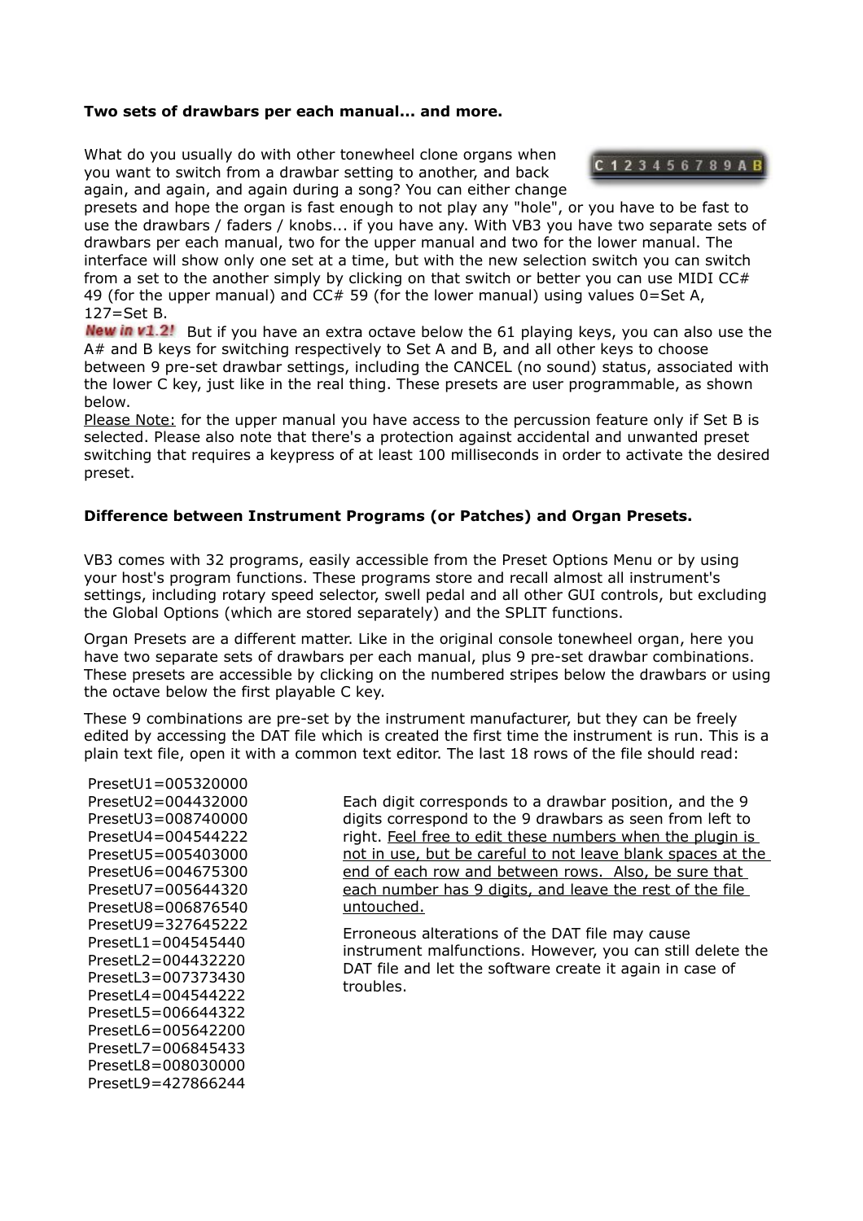**Two sets of drawbars per each manual... and more.**

What do you usually do with other tonewheel clone organs when you want to switch from a drawbar setting to another, and back again, and again, and again during a song? You can either change presets and hope the organ is fast enough to not play any "hole", or you have to be fast to use the drawbars / faders / knobs... if you have any. With VB3 you have two separate sets of drawbars per each manual, two for the upper manual and two for the lower manual. The interface will show only one set at a time, but with the new selection switch you can switch from a set to the another simply by clicking on that switch or better you can use MIDI CC# 49 (for the upper manual) and CC# 59 (for the lower manual) using values 0=Set A, 127=Set B.

New in v1.2! But if you have an extra octave below the 61 playing keys, you can also use the A# and B keys for switching respectively to Set A and B, and all other keys to choose between 9 pre-set drawbar settings, including the CANCEL (no sound) status, associated with the lower C key, just like in the real thing. These presets are user programmable, as shown below.

Please Note: for the upper manual you have access to the percussion feature only if Set B is selected. Please also note that there's a protection against accidental and unwanted preset switching that requires a keypress of at least 100 milliseconds in order to activate the desired preset.

**Difference between Instrument Programs (or Patches) and Organ Presets.**

VB3 comes with 32 programs, easily accessible from the Preset Options Menu or by using your host's program functions. These programs store and recall almost all instrument's settings, including rotary speed selector, swell pedal and all other GUI controls, but excluding the Global Options (which are stored separately) and the SPLIT functions.

Organ Presets are a different matter. Like in the original console tonewheel organ, here you have two separate sets of drawbars per each manual, plus 9 pre-set drawbar combinations. These presets are accessible by clicking on the numbered stripes below the drawbars or using the octave below the first playable C key.

These 9 combinations are pre-set by the instrument manufacturer, but they can be freely edited by accessing the DAT file which is created the first time the instrument is run. This is a plain text file, open it with a common text editor. The last 18 rows of the file should read:

```
PresetU1=005320000
PresetU2=004432000
PresetU3=008740000
PresetU4=004544222
PresetU5=005403000
PresetU6=004675300
PresetU7=005644320
PresetU8=006876540
PresetU9=327645222
PresetL1=004545440
PresetL2=004432220
PresetL3=007373430
PresetL4=004544222
PresetL5=006644322
PresetL6=005642200
PresetL7=006845433
PresetL8=008030000
PresetL9=427866244
```

Each digit corresponds to a drawbar position, and the 9 digits correspond to the 9 drawbars as seen from left to right. Feel free to edit these numbers when the plugin is not in use, but be careful to not leave blank spaces at the end of each row and between rows. Also, be sure that each number has 9 digits, and leave the rest of the file untouched.

Erroneous alterations of the DAT file may cause instrument malfunctions. However, you can still delete the DAT file and let the software create it again in case of troubles.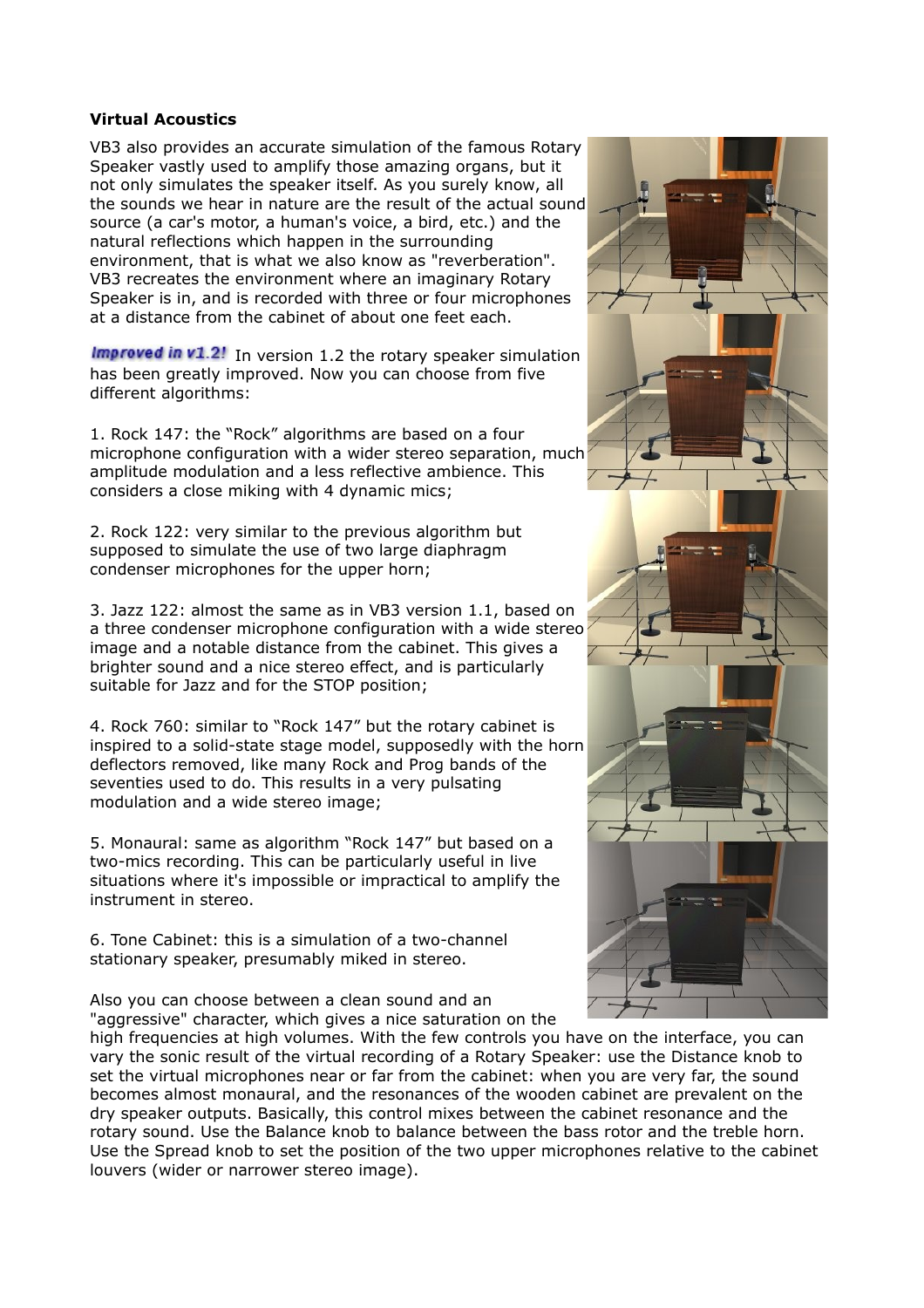**Virtual Acoustics**

VB3 also provides an accurate simulation of the famous Rotary Speaker vastly used to amplify those amazing organs, but it not only simulates the speaker itself. As you surely know, all the sounds we hear in nature are the result of the actual sound source (a car's motor, a human's voice, a bird, etc.) and the natural reflections which happen in the surrounding environment, that is what we also know as "reverberation". VB3 recreates the environment where an imaginary Rotary Speaker is in, and is recorded with three or four microphones at a distance from the cabinet of about one feet each.

*Improved in v1.2!* In version 1.2 the rotary speaker simulation has been greatly improved. Now you can choose from five different algorithms:

1. Rock 147: the "Rock" algorithms are based on a four microphone configuration with a wider stereo separation, much amplitude modulation and a less reflective ambience. This considers a close miking with 4 dynamic mics;

2. Rock 122: very similar to the previous algorithm but supposed to simulate the use of two large diaphragm condenser microphones for the upper horn;

3. Jazz 122: almost the same as in VB3 version 1.1, based on a three condenser microphone configuration with a wide stereo image and a notable distance from the cabinet. This gives a brighter sound and a nice stereo effect, and is particularly suitable for Jazz and for the STOP position;

4. Rock 760: similar to "Rock 147" but the rotary cabinet is inspired to a solid-state stage model, supposedly with the horn deflectors removed, like many Rock and Prog bands of the seventies used to do. This results in a very pulsating modulation and a wide stereo image;

5. Monaural: same as algorithm "Rock 147" but based on a two-mics recording. This can be particularly useful in live situations where it's impossible or impractical to amplify the instrument in stereo.

6. Tone Cabinet: this is a simulation of a two-channel stationary speaker, presumably miked in stereo.

Also you can choose between a clean sound and an "aggressive" character, which gives a nice saturation on the high frequencies at high volumes. With the few controls you have on the interface, you can vary the sonic result of the virtual recording of a Rotary Speaker: use the Distance knob to set the virtual microphones near or far from the cabinet: when you are very far, the sound becomes almost monaural, and the resonances of the wooden cabinet are prevalent on the dry speaker outputs. Basically, this control mixes between the cabinet resonance and the rotary sound. Use the Balance knob to balance between the bass rotor and the treble horn. Use the Spread knob to set the position of the two upper microphones relative to the cabinet louvers (wider or narrower stereo image).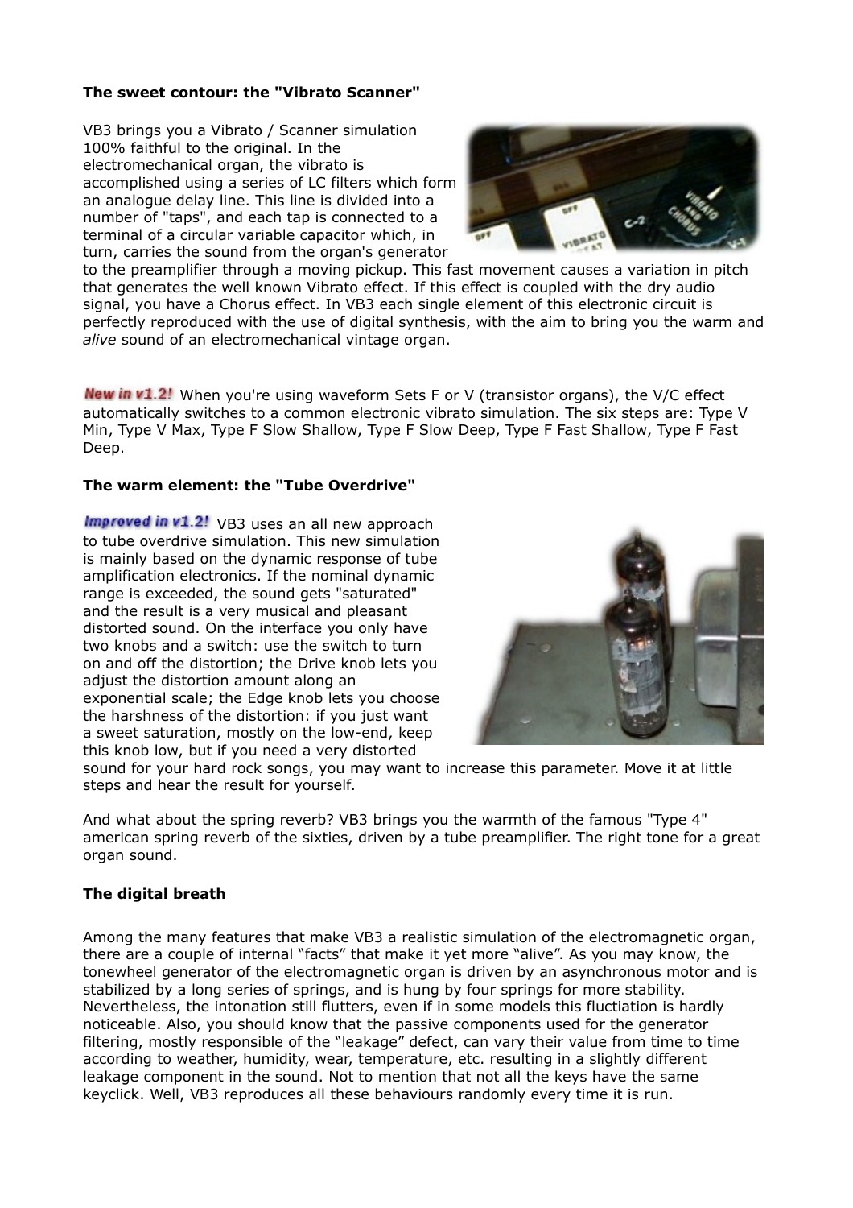**The sweet contour: the "Vibrato Scanner"**

VB3 brings you a Vibrato / Scanner simulation 100% faithful to the original. In the electromechanical organ, the vibrato is accomplished using a series of LC filters which form an analogue delay line. This line is divided into a number of "taps", and each tap is connected to a terminal of a circular variable capacitor which, in turn, carries the sound from the organ's generator to the preamplifier through a moving pickup. This fast movement causes a variation in pitch that generates the well known Vibrato effect. If this effect is coupled with the dry audio signal, you have a Chorus effect. In VB3 each single element of this electronic circuit is perfectly reproduced with the use of digital synthesis, with the aim to bring you the warm and *alive* sound of an electromechanical vintage organ.

**New in v1.2!** When you're using waveform Sets F or V (transistor organs), the V/C effect automatically switches to a common electronic vibrato simulation. The six steps are: Type V Min, Type V Max, Type F Slow Shallow, Type F Slow Deep, Type F Fast Shallow, Type F Fast Deep.

**The warm element: the "Tube Overdrive"**

**Improved in v1.2!** VB3 uses an all new approach to tube overdrive simulation. This new simulation is mainly based on the dynamic response of tube amplification electronics. If the nominal dynamic range is exceeded, the sound gets "saturated" and the result is a very musical and pleasant distorted sound. On the interface you only have two knobs and a switch: use the switch to turn on and off the distortion; the Drive knob lets you adjust the distortion amount along an exponential scale; the Edge knob lets you choose the harshness of the distortion: if you just want a sweet saturation, mostly on the low-end, keep this knob low, but if you need a very distorted sound for your hard rock songs, you may want to increase this parameter. Move it at little steps and hear the result for yourself.

And what about the spring reverb? VB3 brings you the warmth of the famous "Type 4" american spring reverb of the sixties, driven by a tube preamplifier. The right tone for a great organ sound.

**The digital breath**

Among the many features that make VB3 a realistic simulation of the electromagnetic organ, there are a couple of internal "facts" that make it yet more "alive". As you may know, the tonewheel generator of the electromagnetic organ is driven by an asynchronous motor and is stabilized by a long series of springs, and is hung by four springs for more stability. Nevertheless, the intonation still flutters, even if in some models this fluctiation is hardly noticeable. Also, you should know that the passive components used for the generator filtering, mostly responsible of the "leakage" defect, can vary their value from time to time according to weather, humidity, wear, temperature, etc. resulting in a slightly different leakage component in the sound. Not to mention that not all the keys have the same keyclick. Well, VB3 reproduces all these behaviours randomly every time it is run.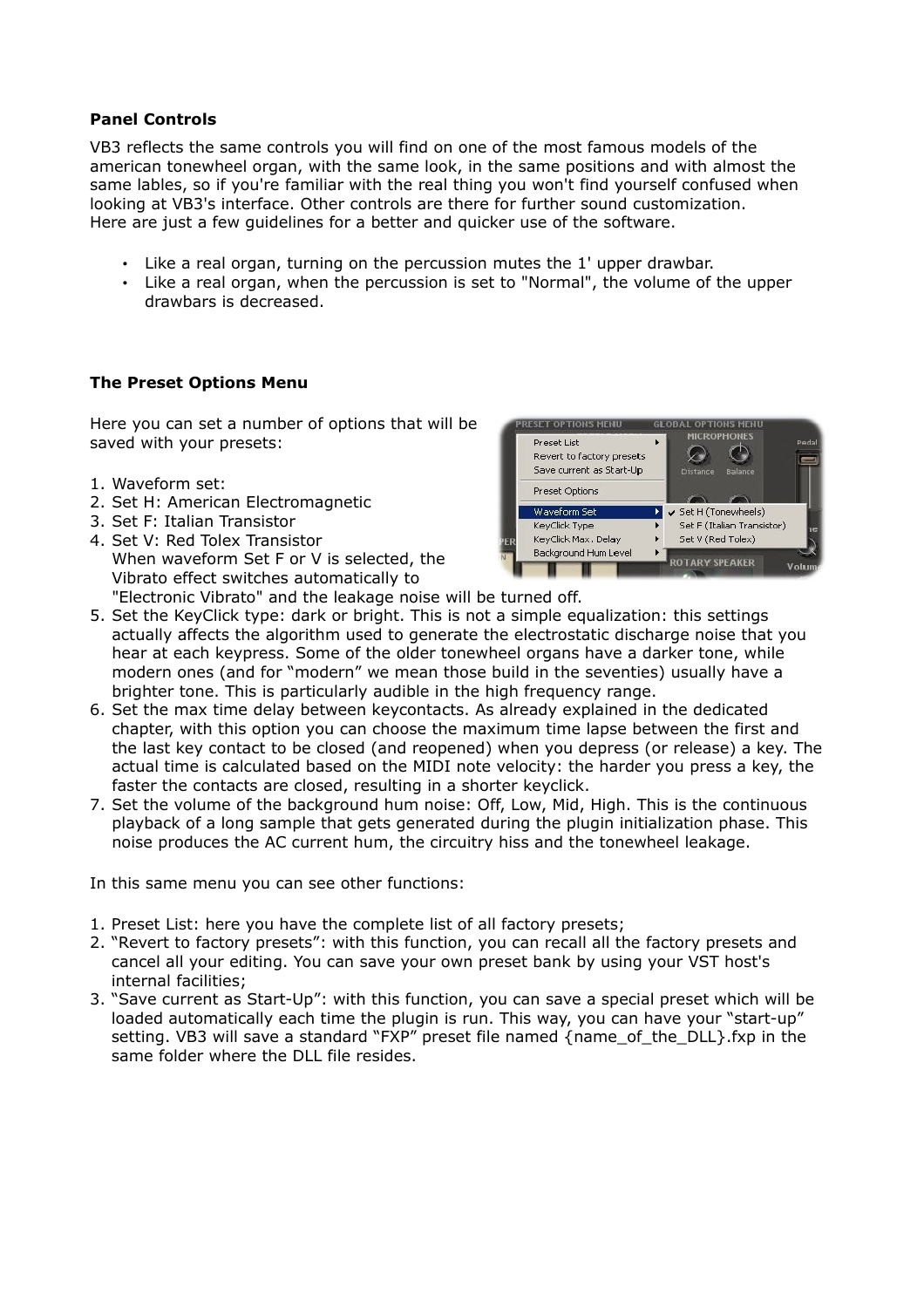**Panel Controls**

VB3 reflects the same controls you will find on one of the most famous models of the american tonewheel organ, with the same look, in the same positions and with almost the same lables, so if you're familiar with the real thing you won't find yourself confused when looking at VB3's interface. Other controls are there for further sound customization.
Here are just a few guidelines for a better and quicker use of the software.

- Like a real organ, turning on the percussion mutes the 1' upper drawbar.
- Like a real organ, when the percussion is set to "Normal", the volume of the upper drawbars is decreased.

**The Preset Options Menu**

Here you can set a number of options that will be saved with your presets:

1. Waveform set:
2. Set H: American Electromagnetic
3. Set F: Italian Transistor
4. Set V: Red Tolex Transistor
   When waveform Set F or V is selected, the Vibrato effect switches automatically to "Electronic Vibrato" and the leakage noise will be turned off.
5. Set the KeyClick type: dark or bright. This is not a simple equalization: this settings actually affects the algorithm used to generate the electrostatic discharge noise that you hear at each keypress. Some of the older tonewheel organs have a darker tone, while modern ones (and for “modern” we mean those build in the seventies) usually have a brighter tone. This is particularly audible in the high frequency range.
6. Set the max time delay between keycontacts. As already explained in the dedicated chapter, with this option you can choose the maximum time lapse between the first and the last key contact to be closed (and reopened) when you depress (or release) a key. The actual time is calculated based on the MIDI note velocity: the harder you press a key, the faster the contacts are closed, resulting in a shorter keyclick.
7. Set the volume of the background hum noise: Off, Low, Mid, High. This is the continuous playback of a long sample that gets generated during the plugin initialization phase. This noise produces the AC current hum, the circuitry hiss and the tonewheel leakage.

In this same menu you can see other functions:

1. Preset List: here you have the complete list of all factory presets;
2. “Revert to factory presets”: with this function, you can recall all the factory presets and cancel all your editing. You can save your own preset bank by using your VST host's internal facilities;
3. “Save current as Start-Up”: with this function, you can save a special preset which will be loaded automatically each time the plugin is run. This way, you can have your “start-up” setting. VB3 will save a standard “FXP” preset file named {name_of_the_DLL}.fxp in the same folder where the DLL file resides.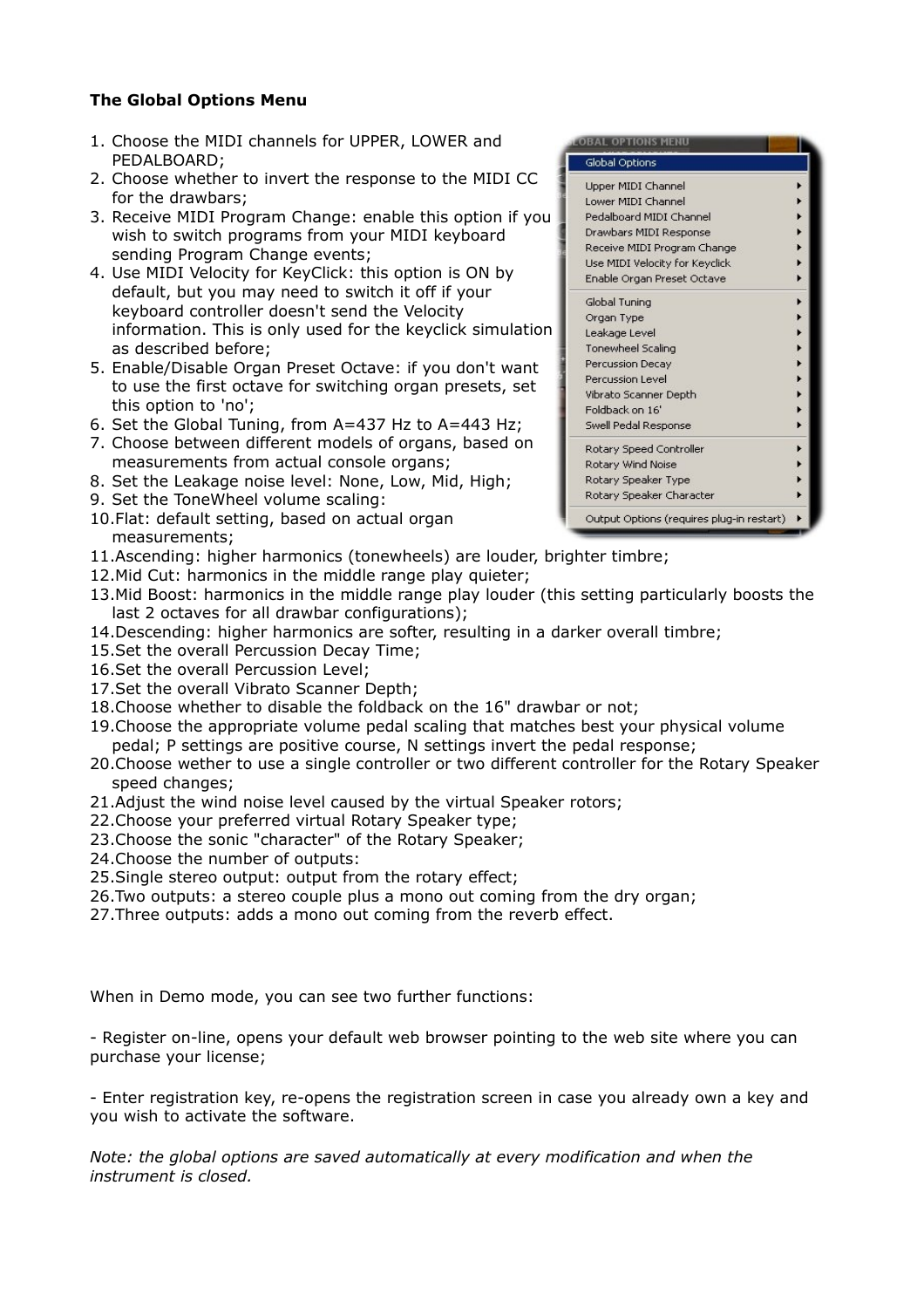**The Global Options Menu**

1. Choose the MIDI channels for UPPER, LOWER and PEDALBOARD;
2. Choose whether to invert the response to the MIDI CC for the drawbars;
3. Receive MIDI Program Change: enable this option if you wish to switch programs from your MIDI keyboard sending Program Change events;
4. Use MIDI Velocity for KeyClick: this option is ON by default, but you may need to switch it off if your keyboard controller doesn't send the Velocity information. This is only used for the keyclick simulation as described before;
5. Enable/Disable Organ Preset Octave: if you don't want to use the first octave for switching organ presets, set this option to 'no';
6. Set the Global Tuning, from A=437 Hz to A=443 Hz;
7. Choose between different models of organs, based on measurements from actual console organs;
8. Set the Leakage noise level: None, Low, Mid, High;
9. Set the ToneWheel volume scaling:
10. Flat: default setting, based on actual organ measurements;
11. Ascending: higher harmonics (tonewheels) are louder, brighter timbre;
12. Mid Cut: harmonics in the middle range play quieter;
13. Mid Boost: harmonics in the middle range play louder (this setting particularly boosts the last 2 octaves for all drawbar configurations);
14. Descending: higher harmonics are softer, resulting in a darker overall timbre;
15. Set the overall Percussion Decay Time;
16. Set the overall Percussion Level;
17. Set the overall Vibrato Scanner Depth;
18. Choose whether to disable the foldback on the 16" drawbar or not;
19. Choose the appropriate volume pedal scaling that matches best your physical volume pedal; P settings are positive course, N settings invert the pedal response;
20. Choose wether to use a single controller or two different controller for the Rotary Speaker speed changes;
21. Adjust the wind noise level caused by the virtual Speaker rotors;
22. Choose your preferred virtual Rotary Speaker type;
23. Choose the sonic "character" of the Rotary Speaker;
24. Choose the number of outputs:
25. Single stereo output: output from the rotary effect;
26. Two outputs: a stereo couple plus a mono out coming from the dry organ;
27. Three outputs: adds a mono out coming from the reverb effect.

When in Demo mode, you can see two further functions:

- Register on-line, opens your default web browser pointing to the web site where you can purchase your license;

- Enter registration key, re-opens the registration screen in case you already own a key and you wish to activate the software.

*Note: the global options are saved automatically at every modification and when the instrument is closed.*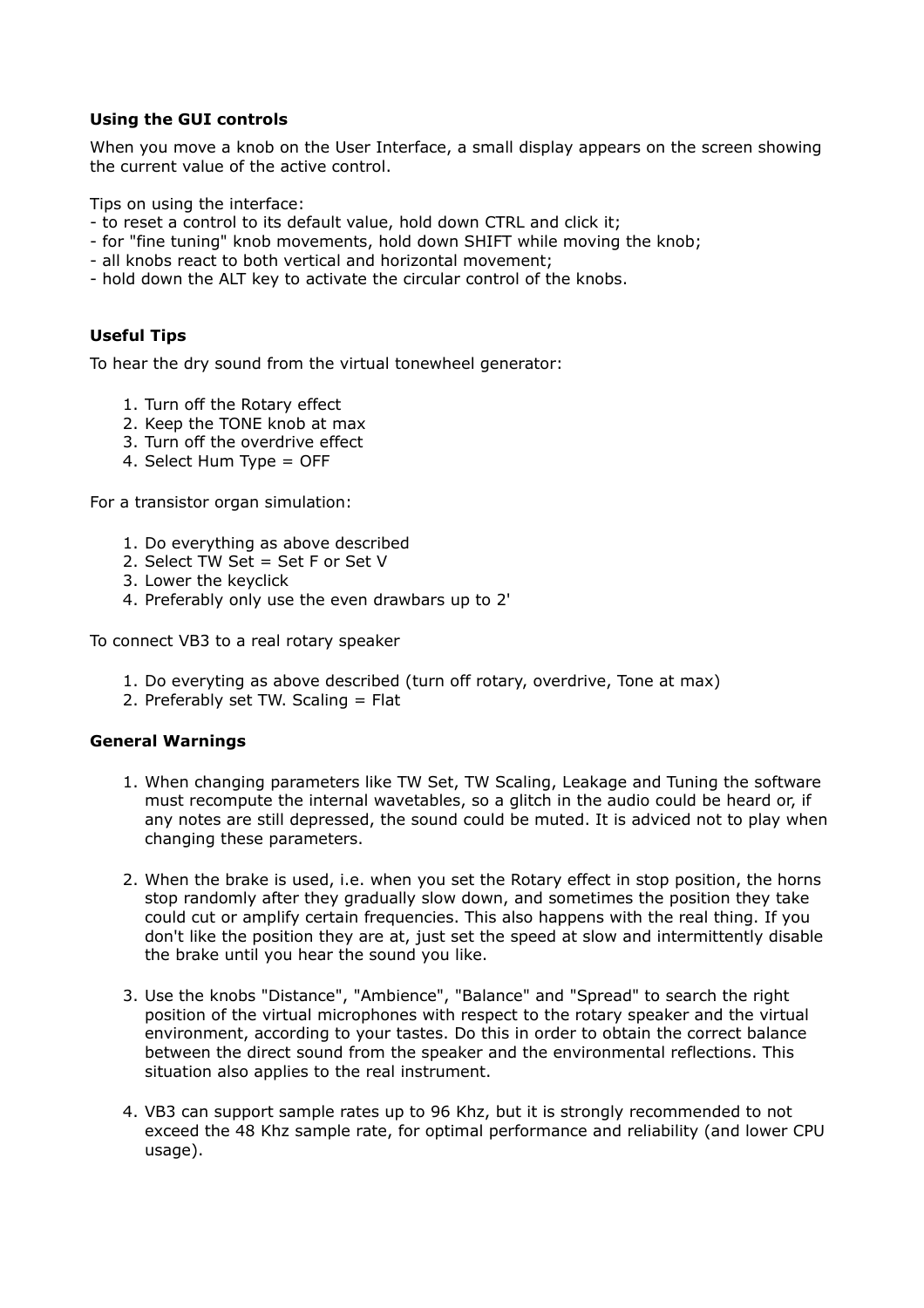**Using the GUI controls**

When you move a knob on the User Interface, a small display appears on the screen showing the current value of the active control.

Tips on using the interface:
- to reset a control to its default value, hold down CTRL and click it;
- for "fine tuning" knob movements, hold down SHIFT while moving the knob;
- all knobs react to both vertical and horizontal movement;
- hold down the ALT key to activate the circular control of the knobs.

**Useful Tips**

To hear the dry sound from the virtual tonewheel generator:

1. Turn off the Rotary effect
2. Keep the TONE knob at max
3. Turn off the overdrive effect
4. Select Hum Type = OFF

For a transistor organ simulation:

1. Do everything as above described
2. Select TW Set = Set F or Set V
3. Lower the keyclick
4. Preferably only use the even drawbars up to 2'

To connect VB3 to a real rotary speaker

1. Do everyting as above described (turn off rotary, overdrive, Tone at max)
2. Preferably set TW. Scaling = Flat

**General Warnings**

1. When changing parameters like TW Set, TW Scaling, Leakage and Tuning the software must recompute the internal wavetables, so a glitch in the audio could be heard or, if any notes are still depressed, the sound could be muted. It is adviced not to play when changing these parameters.

2. When the brake is used, i.e. when you set the Rotary effect in stop position, the horns stop randomly after they gradually slow down, and sometimes the position they take could cut or amplify certain frequencies. This also happens with the real thing. If you don't like the position they are at, just set the speed at slow and intermittently disable the brake until you hear the sound you like.

3. Use the knobs "Distance", "Ambience", "Balance" and "Spread" to search the right position of the virtual microphones with respect to the rotary speaker and the virtual environment, according to your tastes. Do this in order to obtain the correct balance between the direct sound from the speaker and the environmental reflections. This situation also applies to the real instrument.

4. VB3 can support sample rates up to 96 Khz, but it is strongly recommended to not exceed the 48 Khz sample rate, for optimal performance and reliability (and lower CPU usage).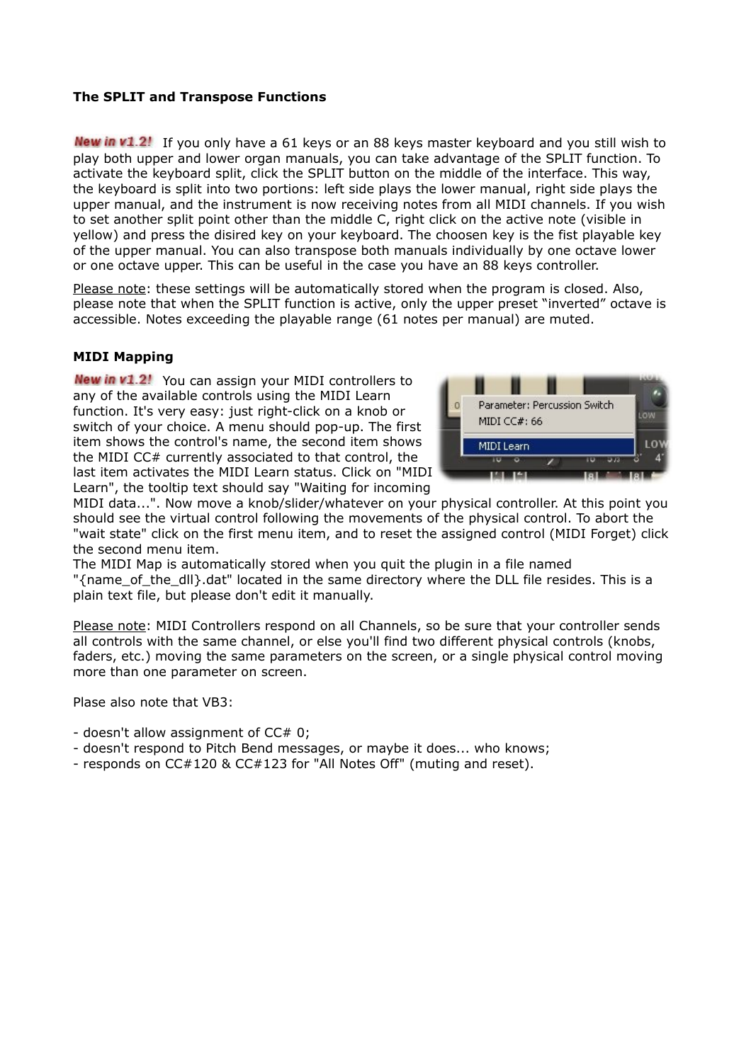**The SPLIT and Transpose Functions**

New in v1.2! If you only have a 61 keys or an 88 keys master keyboard and you still wish to play both upper and lower organ manuals, you can take advantage of the SPLIT function. To activate the keyboard split, click the SPLIT button on the middle of the interface. This way, the keyboard is split into two portions: left side plays the lower manual, right side plays the upper manual, and the instrument is now receiving notes from all MIDI channels. If you wish to set another split point other than the middle C, right click on the active note (visible in yellow) and press the disired key on your keyboard. The choosen key is the fist playable key of the upper manual. You can also transpose both manuals individually by one octave lower or one octave upper. This can be useful in the case you have an 88 keys controller.

Please note: these settings will be automatically stored when the program is closed. Also, please note that when the SPLIT function is active, only the upper preset "inverted" octave is accessible. Notes exceeding the playable range (61 notes per manual) are muted.

**MIDI Mapping**

New in v1.2! You can assign your MIDI controllers to any of the available controls using the MIDI Learn function. It's very easy: just right-click on a knob or switch of your choice. A menu should pop-up. The first item shows the control's name, the second item shows the MIDI CC# currently associated to that control, the last item activates the MIDI Learn status. Click on "MIDI Learn", the tooltip text should say "Waiting for incoming MIDI data...". Now move a knob/slider/whatever on your physical controller. At this point you should see the virtual control following the movements of the physical control. To abort the "wait state" click on the first menu item, and to reset the assigned control (MIDI Forget) click the second menu item.
The MIDI Map is automatically stored when you quit the plugin in a file named "{name_of_the_dll}.dat" located in the same directory where the DLL file resides. This is a plain text file, but please don't edit it manually.

Please note: MIDI Controllers respond on all Channels, so be sure that your controller sends all controls with the same channel, or else you'll find two different physical controls (knobs, faders, etc.) moving the same parameters on the screen, or a single physical control moving more than one parameter on screen.

Plase also note that VB3:

- doesn't allow assignment of CC# 0;
- doesn't respond to Pitch Bend messages, or maybe it does... who knows;
- responds on CC#120 & CC#123 for "All Notes Off" (muting and reset).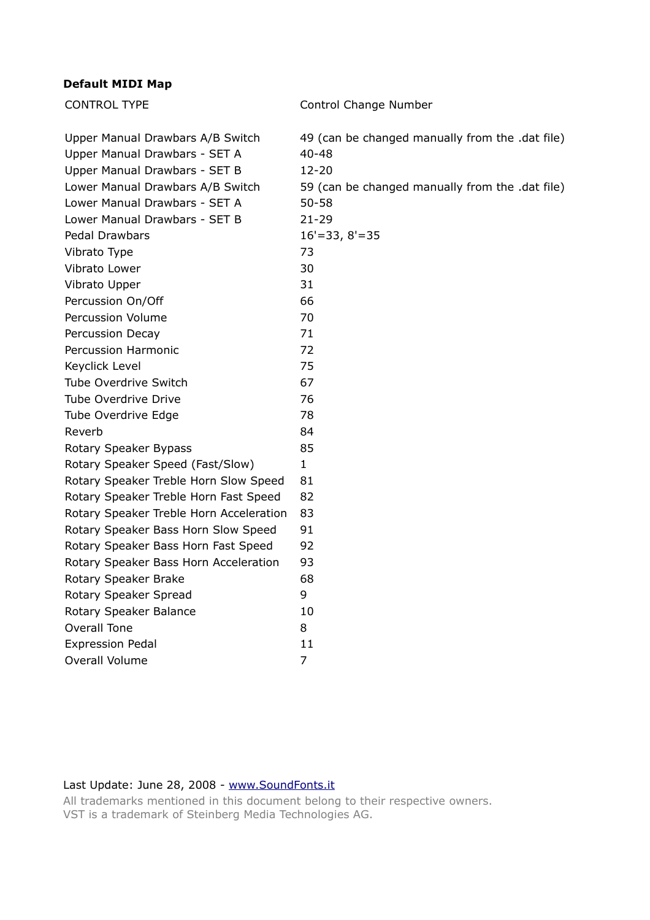**Default MIDI Map**

| CONTROL TYPE | Control Change Number |
|---|---|
| Upper Manual Drawbars A/B Switch | 49 (can be changed manually from the .dat file) |
| Upper Manual Drawbars - SET A | 40-48 |
| Upper Manual Drawbars - SET B | 12-20 |
| Lower Manual Drawbars A/B Switch | 59 (can be changed manually from the .dat file) |
| Lower Manual Drawbars - SET A | 50-58 |
| Lower Manual Drawbars - SET B | 21-29 |
| Pedal Drawbars | 16'=33, 8'=35 |
| Vibrato Type | 73 |
| Vibrato Lower | 30 |
| Vibrato Upper | 31 |
| Percussion On/Off | 66 |
| Percussion Volume | 70 |
| Percussion Decay | 71 |
| Percussion Harmonic | 72 |
| Keyclick Level | 75 |
| Tube Overdrive Switch | 67 |
| Tube Overdrive Drive | 76 |
| Tube Overdrive Edge | 78 |
| Reverb | 84 |
| Rotary Speaker Bypass | 85 |
| Rotary Speaker Speed (Fast/Slow) | 1 |
| Rotary Speaker Treble Horn Slow Speed | 81 |
| Rotary Speaker Treble Horn Fast Speed | 82 |
| Rotary Speaker Treble Horn Acceleration | 83 |
| Rotary Speaker Bass Horn Slow Speed | 91 |
| Rotary Speaker Bass Horn Fast Speed | 92 |
| Rotary Speaker Bass Horn Acceleration | 93 |
| Rotary Speaker Brake | 68 |
| Rotary Speaker Spread | 9 |
| Rotary Speaker Balance | 10 |
| Overall Tone | 8 |
| Expression Pedal | 11 |
| Overall Volume | 7 |

Last Update: June 28, 2008 - www.SoundFonts.it

All trademarks mentioned in this document belong to their respective owners.
VST is a trademark of Steinberg Media Technologies AG.